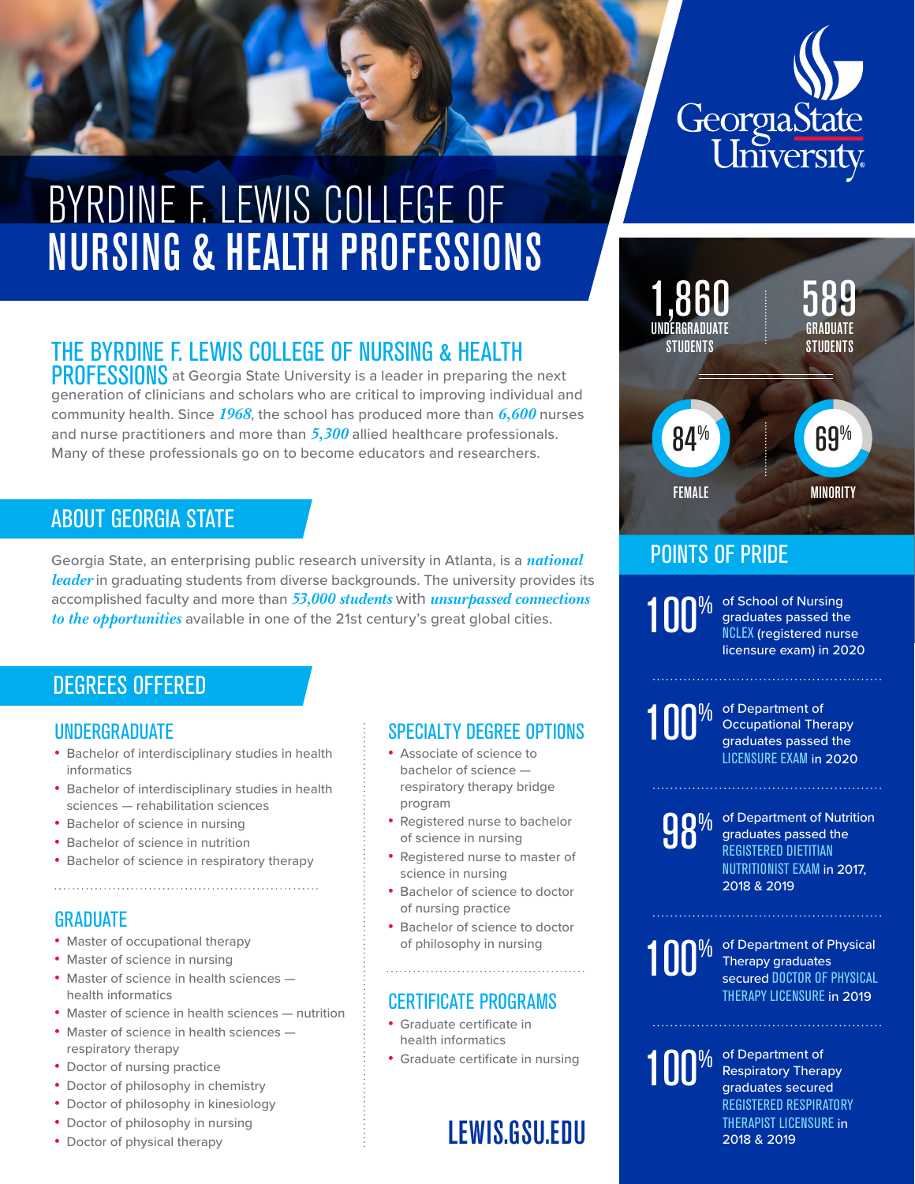# BYRDINE F. LEWIS COLLEGE OF NURSING & HEALTH PROFESSIONS

Georgia State University

**THE BYRDINE F. LEWIS COLLEGE OF NURSING & HEALTH PROFESSIONS** at Georgia State University is a leader in preparing the next generation of clinicians and scholars who are critical to improving individual and community health. Since ***1968***, the school has produced more than ***6,600*** nurses and nurse practitioners and more than ***5,300*** allied healthcare professionals. Many of these professionals go on to become educators and researchers.

## ABOUT GEORGIA STATE

Georgia State, an enterprising public research university in Atlanta, is a ***national leader*** in graduating students from diverse backgrounds. The university provides its accomplished faculty and more than ***53,000 students*** with ***unsurpassed connections to the opportunities*** available in one of the 21st century's great global cities.

## DEGREES OFFERED

### UNDERGRADUATE

- Bachelor of interdisciplinary studies in health informatics
- Bachelor of interdisciplinary studies in health sciences — rehabilitation sciences
- Bachelor of science in nursing
- Bachelor of science in nutrition
- Bachelor of science in respiratory therapy

### GRADUATE

- Master of occupational therapy
- Master of science in nursing
- Master of science in health sciences — health informatics
- Master of science in health sciences — nutrition
- Master of science in health sciences — respiratory therapy
- Doctor of nursing practice
- Doctor of philosophy in chemistry
- Doctor of philosophy in kinesiology
- Doctor of philosophy in nursing
- Doctor of physical therapy

### SPECIALTY DEGREE OPTIONS

- Associate of science to bachelor of science — respiratory therapy bridge program
- Registered nurse to bachelor of science in nursing
- Registered nurse to master of science in nursing
- Bachelor of science to doctor of nursing practice
- Bachelor of science to doctor of philosophy in nursing

### CERTIFICATE PROGRAMS

- Graduate certificate in health informatics
- Graduate certificate in nursing

**LEWIS.GSU.EDU**

---

**1,860** UNDERGRADUATE STUDENTS

**589** GRADUATE STUDENTS

**84%** FEMALE

**69%** MINORITY

## POINTS OF PRIDE

**100%** of School of Nursing graduates passed the NCLEX (registered nurse licensure exam) in 2020

**100%** of Department of Occupational Therapy graduates passed the LICENSURE EXAM in 2020

**98%** of Department of Nutrition graduates passed the REGISTERED DIETITIAN NUTRITIONIST EXAM in 2017, 2018 & 2019

**100%** of Department of Physical Therapy graduates secured DOCTOR OF PHYSICAL THERAPY LICENSURE in 2019

**100%** of Department of Respiratory Therapy graduates secured REGISTERED RESPIRATORY THERAPIST LICENSURE in 2018 & 2019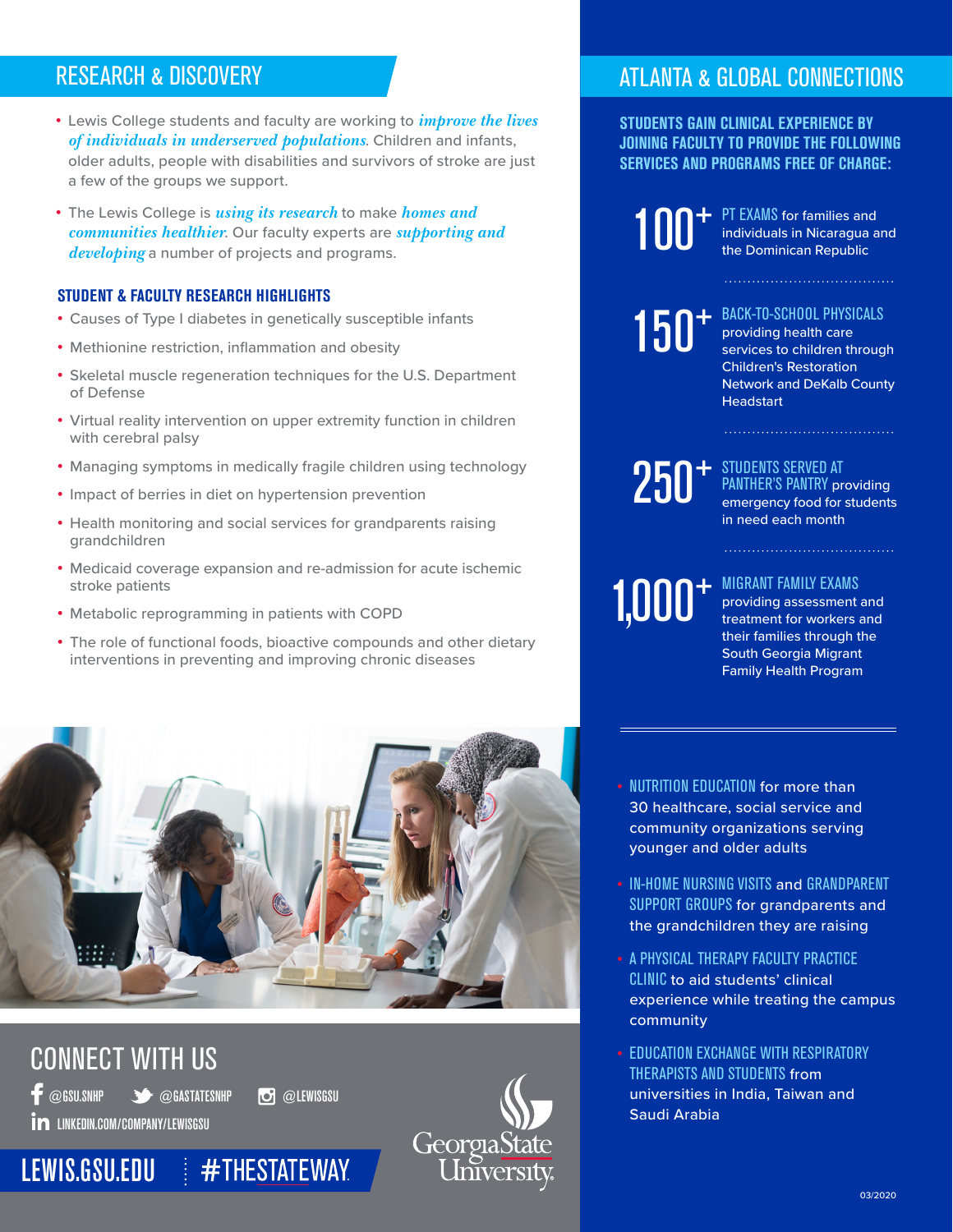## RESEARCH & DISCOVERY

- Lewis College students and faculty are working to ***improve the lives of individuals in underserved populations***. Children and infants, older adults, people with disabilities and survivors of stroke are just a few of the groups we support.
- The Lewis College is ***using its research*** to make ***homes and communities healthier***. Our faculty experts are ***supporting and developing*** a number of projects and programs.

### STUDENT & FACULTY RESEARCH HIGHLIGHTS

- Causes of Type I diabetes in genetically susceptible infants
- Methionine restriction, inflammation and obesity
- Skeletal muscle regeneration techniques for the U.S. Department of Defense
- Virtual reality intervention on upper extremity function in children with cerebral palsy
- Managing symptoms in medically fragile children using technology
- Impact of berries in diet on hypertension prevention
- Health monitoring and social services for grandparents raising grandchildren
- Medicaid coverage expansion and re-admission for acute ischemic stroke patients
- Metabolic reprogramming in patients with COPD
- The role of functional foods, bioactive compounds and other dietary interventions in preventing and improving chronic diseases

## CONNECT WITH US

@GSU.SNHP @GASTATESNHP @LEWISGSU

LINKEDIN.COM/COMPANY/LEWISGSU

LEWIS.GSU.EDU #THESTATEWAY

Georgia State University

## ATLANTA & GLOBAL CONNECTIONS

**STUDENTS GAIN CLINICAL EXPERIENCE BY JOINING FACULTY TO PROVIDE THE FOLLOWING SERVICES AND PROGRAMS FREE OF CHARGE:**

**100+** PT EXAMS for families and individuals in Nicaragua and the Dominican Republic

**150+** BACK-TO-SCHOOL PHYSICALS providing health care services to children through Children's Restoration Network and DeKalb County Headstart

**250+** STUDENTS SERVED AT PANTHER'S PANTRY providing emergency food for students in need each month

**1,000+** MIGRANT FAMILY EXAMS providing assessment and treatment for workers and their families through the South Georgia Migrant Family Health Program

- NUTRITION EDUCATION for more than 30 healthcare, social service and community organizations serving younger and older adults
- IN-HOME NURSING VISITS and GRANDPARENT SUPPORT GROUPS for grandparents and the grandchildren they are raising
- A PHYSICAL THERAPY FACULTY PRACTICE CLINIC to aid students' clinical experience while treating the campus community
- EDUCATION EXCHANGE WITH RESPIRATORY THERAPISTS AND STUDENTS from universities in India, Taiwan and Saudi Arabia

03/2020